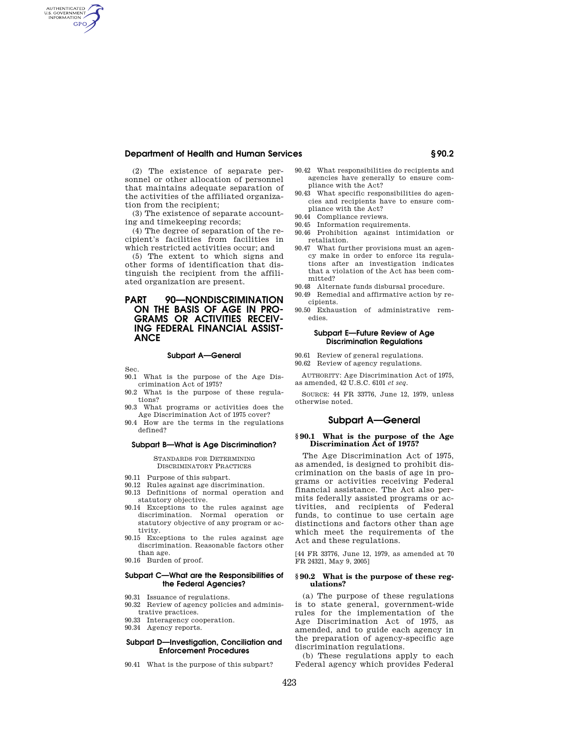(2) The existence of separate personnel or other allocation of personnel that maintains adequate separation of the activities of the affiliated organization from the recipient;

(3) The existence of separate accounting and timekeeping records;

(4) The degree of separation of the recipient's facilities from facilities in which restricted activities occur; and

(5) The extent to which signs and other forms of identification that distinguish the recipient from the affiliated organization are present.

# PART 90—NONDISCRIMINATION ON THE BASIS OF AGE IN PROGRAMS OR ACTIVITIES RECEIVING FEDERAL FINANCIAL ASSISTANCE

### Subpart A—General

Sec.
- 90.1 What is the purpose of the Age Discrimination Act of 1975?
- 90.2 What is the purpose of these regulations?
- 90.3 What programs or activities does the Age Discrimination Act of 1975 cover?
- 90.4 How are the terms in the regulations defined?

### Subpart B—What is Age Discrimination?

STANDARDS FOR DETERMINING DISCRIMINATORY PRACTICES

- 90.11 Purpose of this subpart.
- 90.12 Rules against age discrimination.
- 90.13 Definitions of normal operation and statutory objective.
- 90.14 Exceptions to the rules against age discrimination. Normal operation or statutory objective of any program or activity.
- 90.15 Exceptions to the rules against age discrimination. Reasonable factors other than age.
- 90.16 Burden of proof.

### Subpart C—What are the Responsibilities of the Federal Agencies?

- 90.31 Issuance of regulations.
- 90.32 Review of agency policies and administrative practices.
- 90.33 Interagency cooperation.
- 90.34 Agency reports.

### Subpart D—Investigation, Conciliation and Enforcement Procedures

- 90.41 What is the purpose of this subpart?
- 90.42 What responsibilities do recipients and agencies have generally to ensure compliance with the Act?
- 90.43 What specific responsibilities do agencies and recipients have to ensure compliance with the Act?
- 90.44 Compliance reviews.
- 90.45 Information requirements.
- 90.46 Prohibition against intimidation or retaliation.
- 90.47 What further provisions must an agency make in order to enforce its regulations after an investigation indicates that a violation of the Act has been committed?
- 90.48 Alternate funds disbursal procedure.
- 90.49 Remedial and affirmative action by recipients.
- 90.50 Exhaustion of administrative remedies.

### Subpart E—Future Review of Age Discrimination Regulations

- 90.61 Review of general regulations.
- 90.62 Review of agency regulations.

AUTHORITY: Age Discrimination Act of 1975, as amended, 42 U.S.C. 6101 *et seq.*

SOURCE: 44 FR 33776, June 12, 1979, unless otherwise noted.

## Subpart A—General

### § 90.1 What is the purpose of the Age Discrimination Act of 1975?

The Age Discrimination Act of 1975, as amended, is designed to prohibit discrimination on the basis of age in programs or activities receiving Federal financial assistance. The Act also permits federally assisted programs or activities, and recipients of Federal funds, to continue to use certain age distinctions and factors other than age which meet the requirements of the Act and these regulations.

[44 FR 33776, June 12, 1979, as amended at 70 FR 24321, May 9, 2005]

### § 90.2 What is the purpose of these regulations?

(a) The purpose of these regulations is to state general, government-wide rules for the implementation of the Age Discrimination Act of 1975, as amended, and to guide each agency in the preparation of agency-specific age discrimination regulations.

(b) These regulations apply to each Federal agency which provides Federal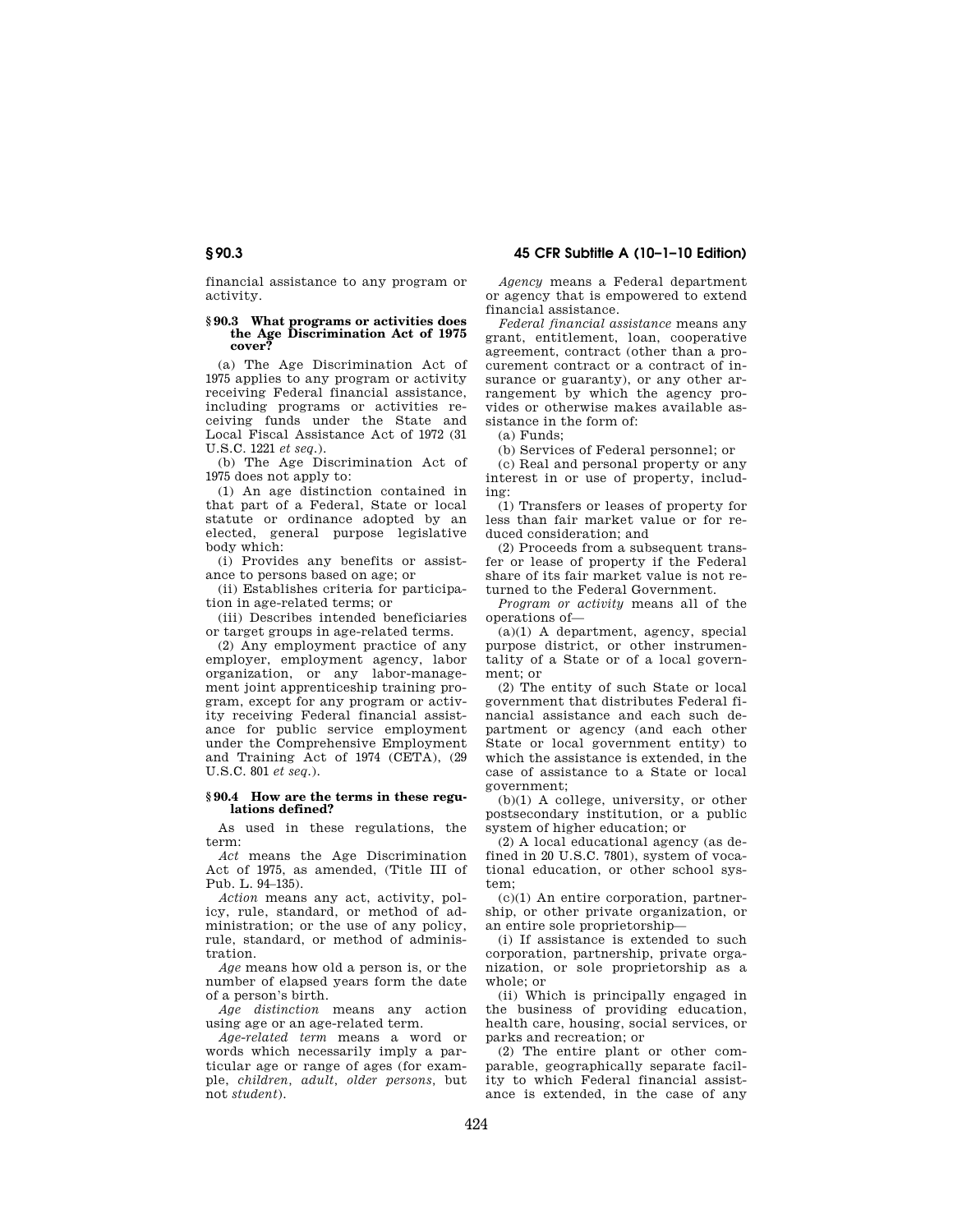financial assistance to any program or activity.

### § 90.3 What programs or activities does the Age Discrimination Act of 1975 cover?

(a) The Age Discrimination Act of 1975 applies to any program or activity receiving Federal financial assistance, including programs or activities receiving funds under the State and Local Fiscal Assistance Act of 1972 (31 U.S.C. 1221 *et seq.*).

(b) The Age Discrimination Act of 1975 does not apply to:

(1) An age distinction contained in that part of a Federal, State or local statute or ordinance adopted by an elected, general purpose legislative body which:

(i) Provides any benefits or assistance to persons based on age; or

(ii) Establishes criteria for participation in age-related terms; or

(iii) Describes intended beneficiaries or target groups in age-related terms.

(2) Any employment practice of any employer, employment agency, labor organization, or any labor-management joint apprenticeship training program, except for any program or activity receiving Federal financial assistance for public service employment under the Comprehensive Employment and Training Act of 1974 (CETA), (29 U.S.C. 801 *et seq.*).

### § 90.4 How are the terms in these regulations defined?

As used in these regulations, the term:

*Act* means the Age Discrimination Act of 1975, as amended, (Title III of Pub. L. 94–135).

*Action* means any act, activity, policy, rule, standard, or method of administration; or the use of any policy, rule, standard, or method of administration.

*Age* means how old a person is, or the number of elapsed years form the date of a person's birth.

*Age distinction* means any action using age or an age-related term.

*Age-related term* means a word or words which necessarily imply a particular age or range of ages (for example, *children, adult, older persons*, but not *student*).

*Agency* means a Federal department or agency that is empowered to extend financial assistance.

*Federal financial assistance* means any grant, entitlement, loan, cooperative agreement, contract (other than a procurement contract or a contract of insurance or guaranty), or any other arrangement by which the agency provides or otherwise makes available assistance in the form of:

(a) Funds;

(b) Services of Federal personnel; or

(c) Real and personal property or any interest in or use of property, including:

(1) Transfers or leases of property for less than fair market value or for reduced consideration; and

(2) Proceeds from a subsequent transfer or lease of property if the Federal share of its fair market value is not returned to the Federal Government.

*Program or activity* means all of the operations of—

(a)(1) A department, agency, special purpose district, or other instrumentality of a State or of a local government; or

(2) The entity of such State or local government that distributes Federal financial assistance and each such department or agency (and each other State or local government entity) to which the assistance is extended, in the case of assistance to a State or local government;

(b)(1) A college, university, or other postsecondary institution, or a public system of higher education; or

(2) A local educational agency (as defined in 20 U.S.C. 7801), system of vocational education, or other school system;

(c)(1) An entire corporation, partnership, or other private organization, or an entire sole proprietorship—

(i) If assistance is extended to such corporation, partnership, private organization, or sole proprietorship as a whole; or

(ii) Which is principally engaged in the business of providing education, health care, housing, social services, or parks and recreation; or

(2) The entire plant or other comparable, geographically separate facility to which Federal financial assistance is extended, in the case of any